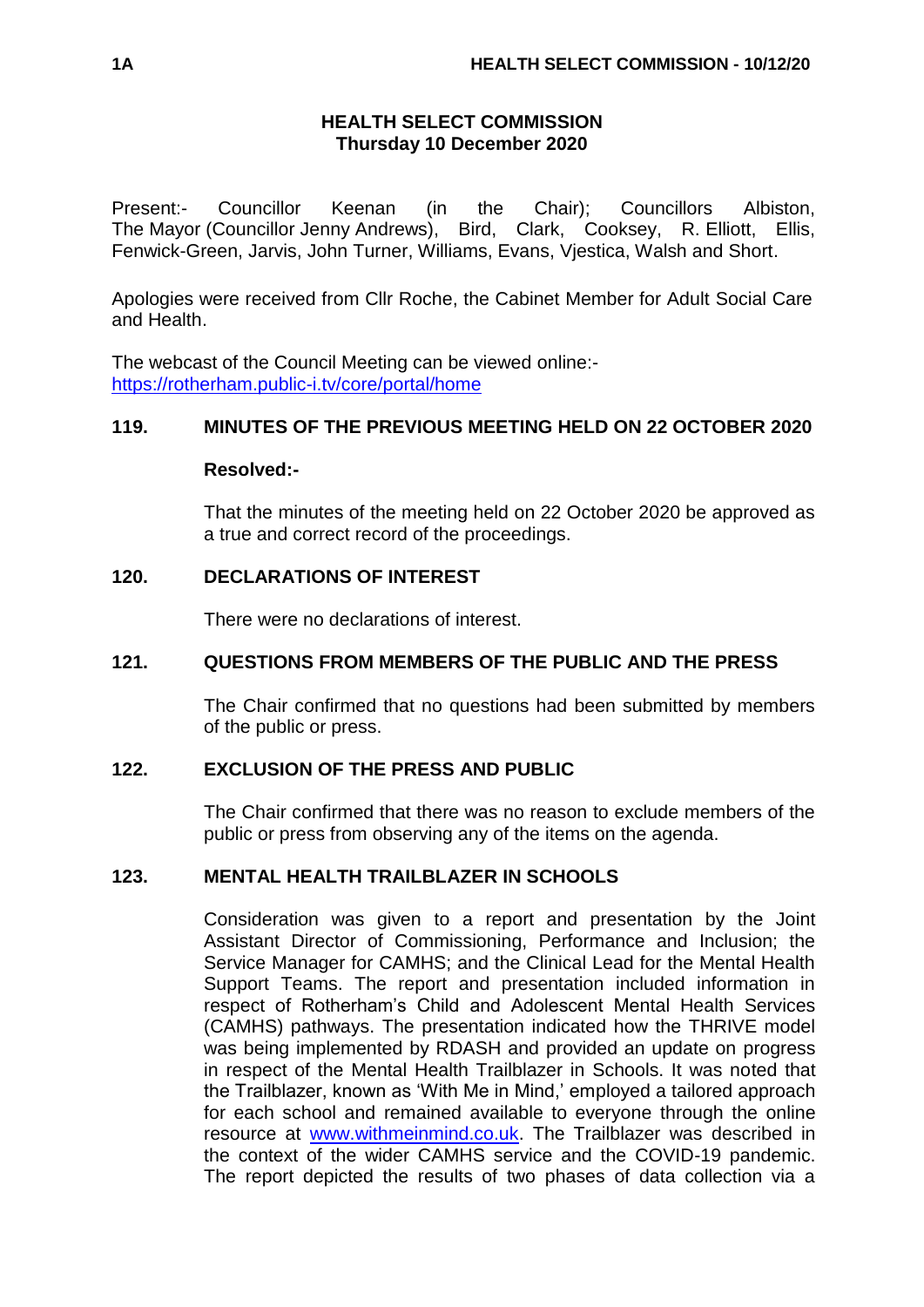# HEALTH SELECT COMMISSION
**Thursday 10 December 2020**

Present:- Councillor Keenan (in the Chair); Councillors Albiston, The Mayor (Councillor Jenny Andrews), Bird, Clark, Cooksey, R. Elliott, Ellis, Fenwick-Green, Jarvis, John Turner, Williams, Evans, Vjestica, Walsh and Short.

Apologies were received from Cllr Roche, the Cabinet Member for Adult Social Care and Health.

The webcast of the Council Meeting can be viewed online:- https://rotherham.public-i.tv/core/portal/home

## 119. MINUTES OF THE PREVIOUS MEETING HELD ON 22 OCTOBER 2020

**Resolved:-**

That the minutes of the meeting held on 22 October 2020 be approved as a true and correct record of the proceedings.

## 120. DECLARATIONS OF INTEREST

There were no declarations of interest.

## 121. QUESTIONS FROM MEMBERS OF THE PUBLIC AND THE PRESS

The Chair confirmed that no questions had been submitted by members of the public or press.

## 122. EXCLUSION OF THE PRESS AND PUBLIC

The Chair confirmed that there was no reason to exclude members of the public or press from observing any of the items on the agenda.

## 123. MENTAL HEALTH TRAILBLAZER IN SCHOOLS

Consideration was given to a report and presentation by the Joint Assistant Director of Commissioning, Performance and Inclusion; the Service Manager for CAMHS; and the Clinical Lead for the Mental Health Support Teams. The report and presentation included information in respect of Rotherham's Child and Adolescent Mental Health Services (CAMHS) pathways. The presentation indicated how the THRIVE model was being implemented by RDASH and provided an update on progress in respect of the Mental Health Trailblazer in Schools. It was noted that the Trailblazer, known as 'With Me in Mind,' employed a tailored approach for each school and remained available to everyone through the online resource at www.withmeinmind.co.uk. The Trailblazer was described in the context of the wider CAMHS service and the COVID-19 pandemic. The report depicted the results of two phases of data collection via a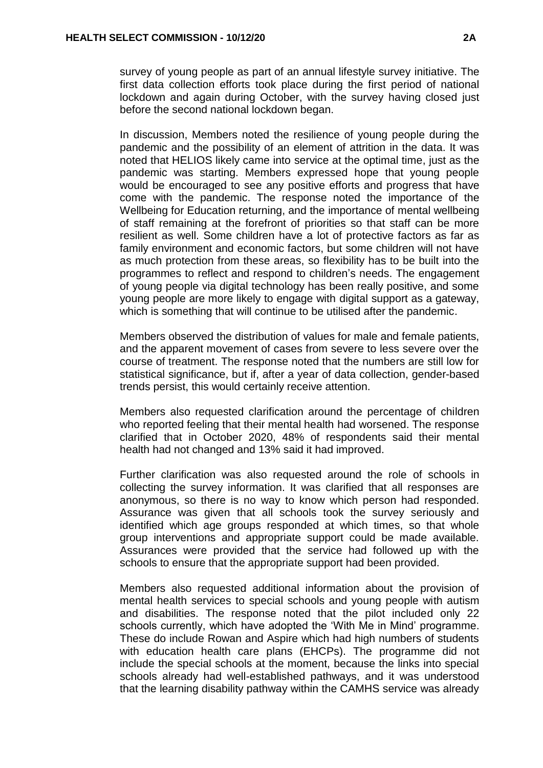survey of young people as part of an annual lifestyle survey initiative. The first data collection efforts took place during the first period of national lockdown and again during October, with the survey having closed just before the second national lockdown began.

In discussion, Members noted the resilience of young people during the pandemic and the possibility of an element of attrition in the data. It was noted that HELIOS likely came into service at the optimal time, just as the pandemic was starting. Members expressed hope that young people would be encouraged to see any positive efforts and progress that have come with the pandemic. The response noted the importance of the Wellbeing for Education returning, and the importance of mental wellbeing of staff remaining at the forefront of priorities so that staff can be more resilient as well. Some children have a lot of protective factors as far as family environment and economic factors, but some children will not have as much protection from these areas, so flexibility has to be built into the programmes to reflect and respond to children's needs. The engagement of young people via digital technology has been really positive, and some young people are more likely to engage with digital support as a gateway, which is something that will continue to be utilised after the pandemic.

Members observed the distribution of values for male and female patients, and the apparent movement of cases from severe to less severe over the course of treatment. The response noted that the numbers are still low for statistical significance, but if, after a year of data collection, gender-based trends persist, this would certainly receive attention.

Members also requested clarification around the percentage of children who reported feeling that their mental health had worsened. The response clarified that in October 2020, 48% of respondents said their mental health had not changed and 13% said it had improved.

Further clarification was also requested around the role of schools in collecting the survey information. It was clarified that all responses are anonymous, so there is no way to know which person had responded. Assurance was given that all schools took the survey seriously and identified which age groups responded at which times, so that whole group interventions and appropriate support could be made available. Assurances were provided that the service had followed up with the schools to ensure that the appropriate support had been provided.

Members also requested additional information about the provision of mental health services to special schools and young people with autism and disabilities. The response noted that the pilot included only 22 schools currently, which have adopted the 'With Me in Mind' programme. These do include Rowan and Aspire which had high numbers of students with education health care plans (EHCPs). The programme did not include the special schools at the moment, because the links into special schools already had well-established pathways, and it was understood that the learning disability pathway within the CAMHS service was already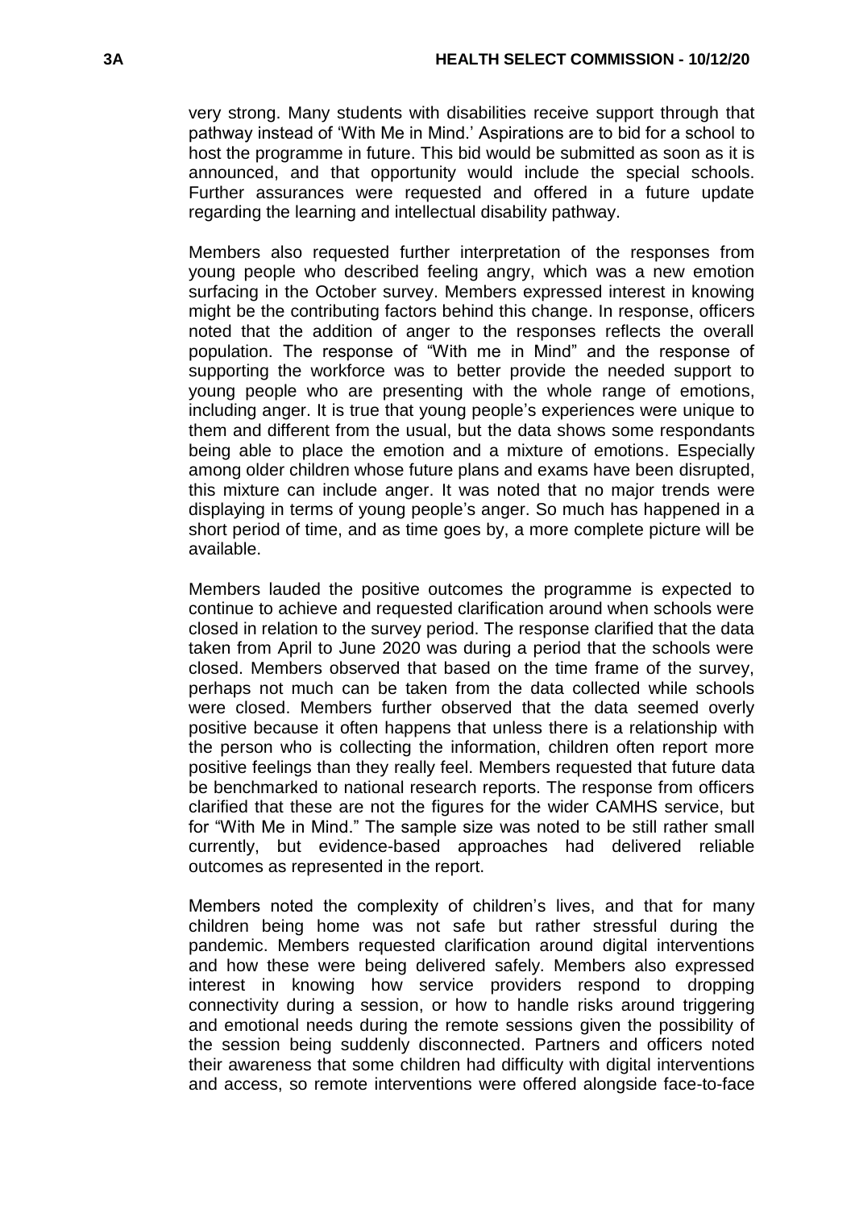very strong. Many students with disabilities receive support through that pathway instead of 'With Me in Mind.' Aspirations are to bid for a school to host the programme in future. This bid would be submitted as soon as it is announced, and that opportunity would include the special schools. Further assurances were requested and offered in a future update regarding the learning and intellectual disability pathway.

Members also requested further interpretation of the responses from young people who described feeling angry, which was a new emotion surfacing in the October survey. Members expressed interest in knowing might be the contributing factors behind this change. In response, officers noted that the addition of anger to the responses reflects the overall population. The response of "With me in Mind" and the response of supporting the workforce was to better provide the needed support to young people who are presenting with the whole range of emotions, including anger. It is true that young people's experiences were unique to them and different from the usual, but the data shows some respondants being able to place the emotion and a mixture of emotions. Especially among older children whose future plans and exams have been disrupted, this mixture can include anger. It was noted that no major trends were displaying in terms of young people's anger. So much has happened in a short period of time, and as time goes by, a more complete picture will be available.

Members lauded the positive outcomes the programme is expected to continue to achieve and requested clarification around when schools were closed in relation to the survey period. The response clarified that the data taken from April to June 2020 was during a period that the schools were closed. Members observed that based on the time frame of the survey, perhaps not much can be taken from the data collected while schools were closed. Members further observed that the data seemed overly positive because it often happens that unless there is a relationship with the person who is collecting the information, children often report more positive feelings than they really feel. Members requested that future data be benchmarked to national research reports. The response from officers clarified that these are not the figures for the wider CAMHS service, but for "With Me in Mind." The sample size was noted to be still rather small currently, but evidence-based approaches had delivered reliable outcomes as represented in the report.

Members noted the complexity of children's lives, and that for many children being home was not safe but rather stressful during the pandemic. Members requested clarification around digital interventions and how these were being delivered safely. Members also expressed interest in knowing how service providers respond to dropping connectivity during a session, or how to handle risks around triggering and emotional needs during the remote sessions given the possibility of the session being suddenly disconnected. Partners and officers noted their awareness that some children had difficulty with digital interventions and access, so remote interventions were offered alongside face-to-face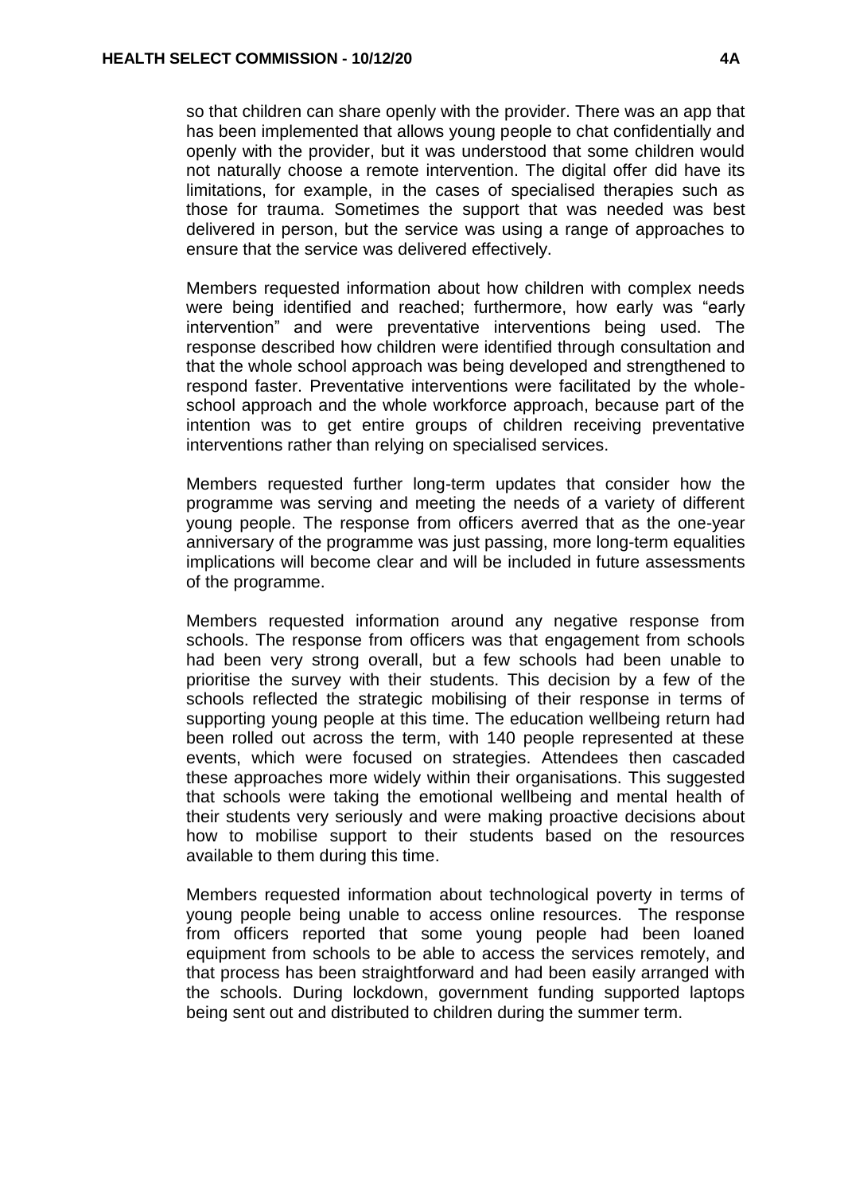so that children can share openly with the provider. There was an app that has been implemented that allows young people to chat confidentially and openly with the provider, but it was understood that some children would not naturally choose a remote intervention. The digital offer did have its limitations, for example, in the cases of specialised therapies such as those for trauma. Sometimes the support that was needed was best delivered in person, but the service was using a range of approaches to ensure that the service was delivered effectively.

Members requested information about how children with complex needs were being identified and reached; furthermore, how early was "early intervention" and were preventative interventions being used. The response described how children were identified through consultation and that the whole school approach was being developed and strengthened to respond faster. Preventative interventions were facilitated by the whole-school approach and the whole workforce approach, because part of the intention was to get entire groups of children receiving preventative interventions rather than relying on specialised services.

Members requested further long-term updates that consider how the programme was serving and meeting the needs of a variety of different young people. The response from officers averred that as the one-year anniversary of the programme was just passing, more long-term equalities implications will become clear and will be included in future assessments of the programme.

Members requested information around any negative response from schools. The response from officers was that engagement from schools had been very strong overall, but a few schools had been unable to prioritise the survey with their students. This decision by a few of the schools reflected the strategic mobilising of their response in terms of supporting young people at this time. The education wellbeing return had been rolled out across the term, with 140 people represented at these events, which were focused on strategies. Attendees then cascaded these approaches more widely within their organisations. This suggested that schools were taking the emotional wellbeing and mental health of their students very seriously and were making proactive decisions about how to mobilise support to their students based on the resources available to them during this time.

Members requested information about technological poverty in terms of young people being unable to access online resources. The response from officers reported that some young people had been loaned equipment from schools to be able to access the services remotely, and that process has been straightforward and had been easily arranged with the schools. During lockdown, government funding supported laptops being sent out and distributed to children during the summer term.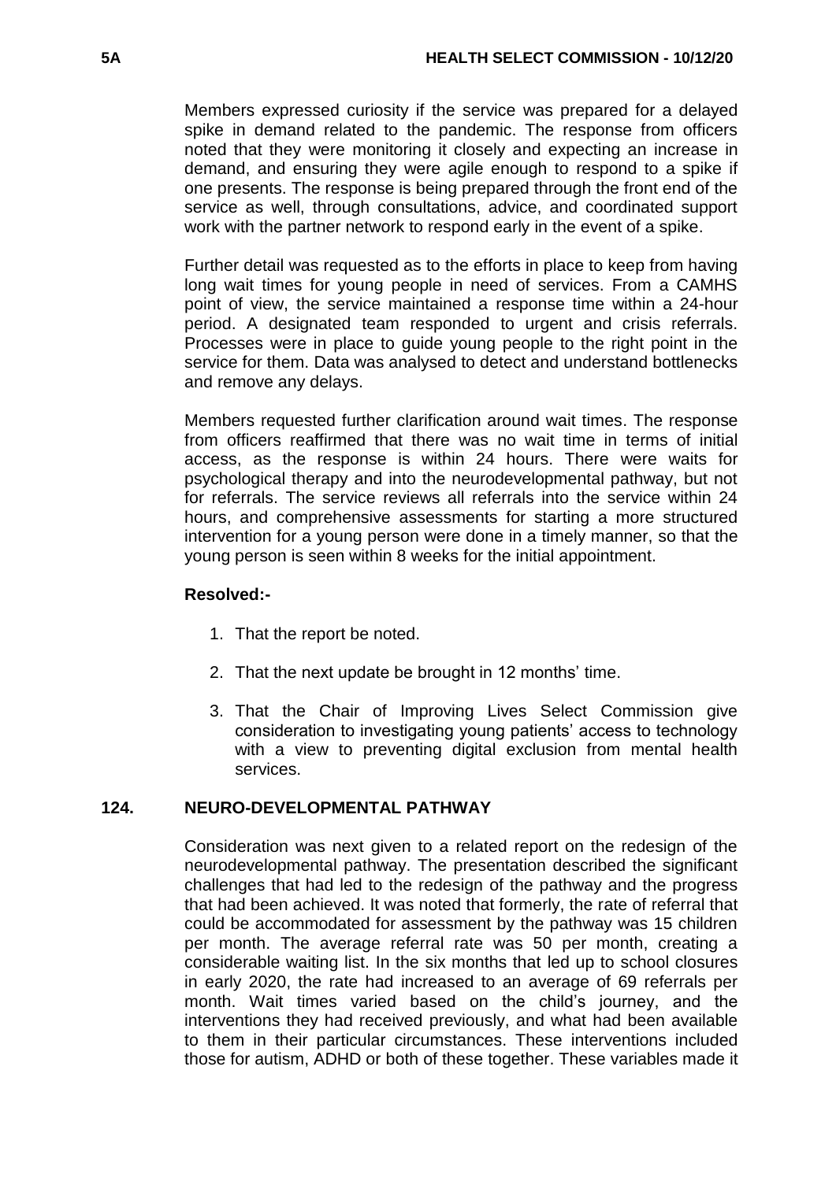Members expressed curiosity if the service was prepared for a delayed spike in demand related to the pandemic. The response from officers noted that they were monitoring it closely and expecting an increase in demand, and ensuring they were agile enough to respond to a spike if one presents. The response is being prepared through the front end of the service as well, through consultations, advice, and coordinated support work with the partner network to respond early in the event of a spike.

Further detail was requested as to the efforts in place to keep from having long wait times for young people in need of services. From a CAMHS point of view, the service maintained a response time within a 24-hour period. A designated team responded to urgent and crisis referrals. Processes were in place to guide young people to the right point in the service for them. Data was analysed to detect and understand bottlenecks and remove any delays.

Members requested further clarification around wait times. The response from officers reaffirmed that there was no wait time in terms of initial access, as the response is within 24 hours. There were waits for psychological therapy and into the neurodevelopmental pathway, but not for referrals. The service reviews all referrals into the service within 24 hours, and comprehensive assessments for starting a more structured intervention for a young person were done in a timely manner, so that the young person is seen within 8 weeks for the initial appointment.

**Resolved:-**

1. That the report be noted.

2. That the next update be brought in 12 months' time.

3. That the Chair of Improving Lives Select Commission give consideration to investigating young patients' access to technology with a view to preventing digital exclusion from mental health services.

## 124. NEURO-DEVELOPMENTAL PATHWAY

Consideration was next given to a related report on the redesign of the neurodevelopmental pathway. The presentation described the significant challenges that had led to the redesign of the pathway and the progress that had been achieved. It was noted that formerly, the rate of referral that could be accommodated for assessment by the pathway was 15 children per month. The average referral rate was 50 per month, creating a considerable waiting list. In the six months that led up to school closures in early 2020, the rate had increased to an average of 69 referrals per month. Wait times varied based on the child's journey, and the interventions they had received previously, and what had been available to them in their particular circumstances. These interventions included those for autism, ADHD or both of these together. These variables made it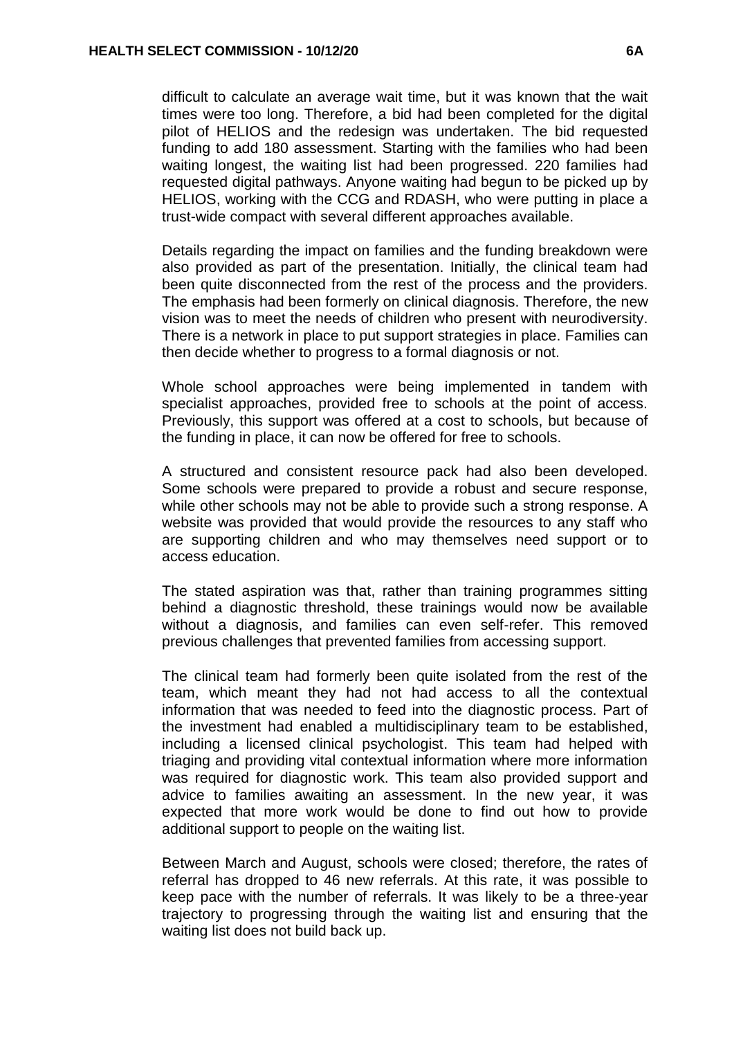difficult to calculate an average wait time, but it was known that the wait times were too long. Therefore, a bid had been completed for the digital pilot of HELIOS and the redesign was undertaken. The bid requested funding to add 180 assessment. Starting with the families who had been waiting longest, the waiting list had been progressed. 220 families had requested digital pathways. Anyone waiting had begun to be picked up by HELIOS, working with the CCG and RDASH, who were putting in place a trust-wide compact with several different approaches available.

Details regarding the impact on families and the funding breakdown were also provided as part of the presentation. Initially, the clinical team had been quite disconnected from the rest of the process and the providers. The emphasis had been formerly on clinical diagnosis. Therefore, the new vision was to meet the needs of children who present with neurodiversity. There is a network in place to put support strategies in place. Families can then decide whether to progress to a formal diagnosis or not.

Whole school approaches were being implemented in tandem with specialist approaches, provided free to schools at the point of access. Previously, this support was offered at a cost to schools, but because of the funding in place, it can now be offered for free to schools.

A structured and consistent resource pack had also been developed. Some schools were prepared to provide a robust and secure response, while other schools may not be able to provide such a strong response. A website was provided that would provide the resources to any staff who are supporting children and who may themselves need support or to access education.

The stated aspiration was that, rather than training programmes sitting behind a diagnostic threshold, these trainings would now be available without a diagnosis, and families can even self-refer. This removed previous challenges that prevented families from accessing support.

The clinical team had formerly been quite isolated from the rest of the team, which meant they had not had access to all the contextual information that was needed to feed into the diagnostic process. Part of the investment had enabled a multidisciplinary team to be established, including a licensed clinical psychologist. This team had helped with triaging and providing vital contextual information where more information was required for diagnostic work. This team also provided support and advice to families awaiting an assessment. In the new year, it was expected that more work would be done to find out how to provide additional support to people on the waiting list.

Between March and August, schools were closed; therefore, the rates of referral has dropped to 46 new referrals. At this rate, it was possible to keep pace with the number of referrals. It was likely to be a three-year trajectory to progressing through the waiting list and ensuring that the waiting list does not build back up.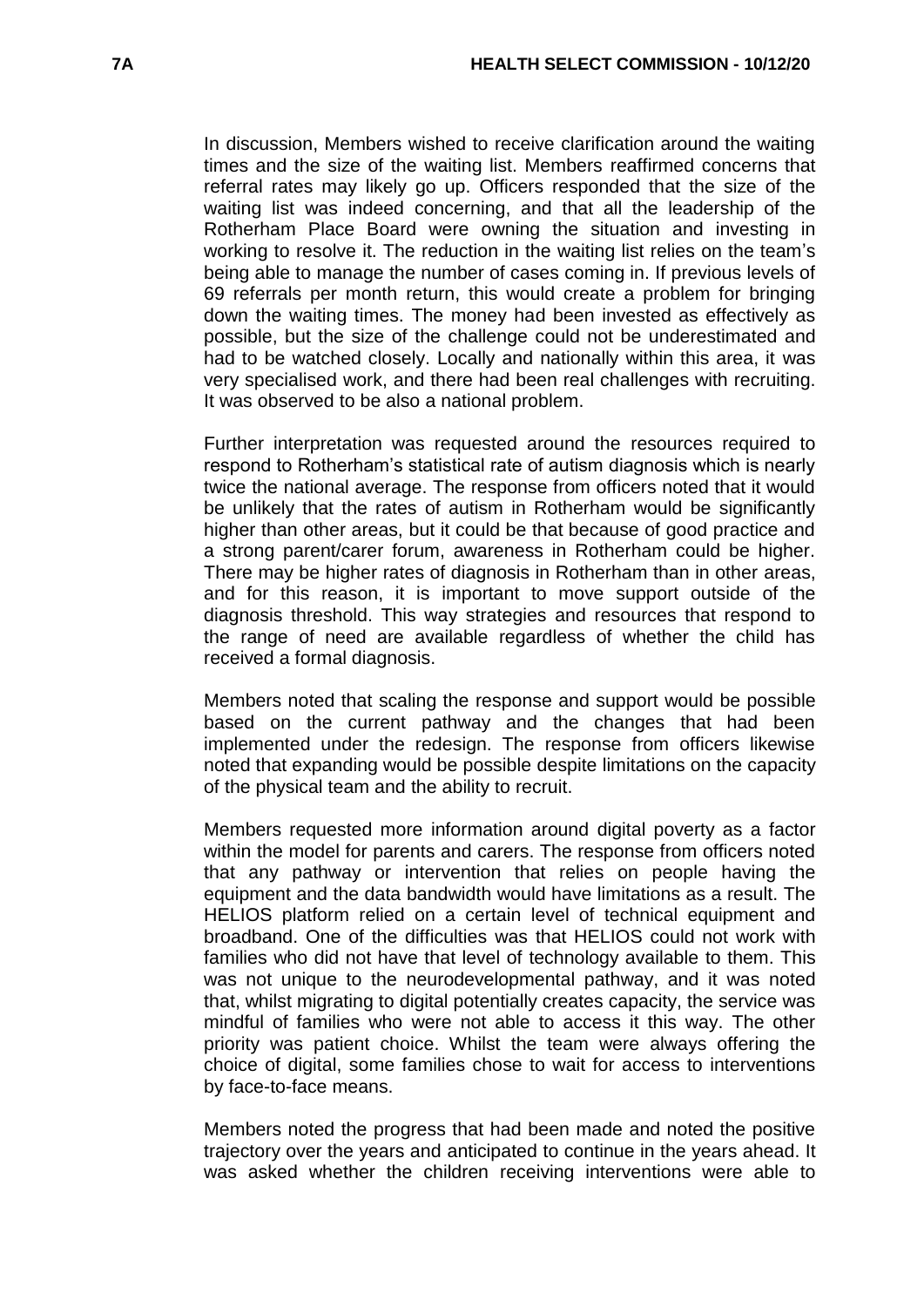In discussion, Members wished to receive clarification around the waiting times and the size of the waiting list. Members reaffirmed concerns that referral rates may likely go up. Officers responded that the size of the waiting list was indeed concerning, and that all the leadership of the Rotherham Place Board were owning the situation and investing in working to resolve it. The reduction in the waiting list relies on the team's being able to manage the number of cases coming in. If previous levels of 69 referrals per month return, this would create a problem for bringing down the waiting times. The money had been invested as effectively as possible, but the size of the challenge could not be underestimated and had to be watched closely. Locally and nationally within this area, it was very specialised work, and there had been real challenges with recruiting. It was observed to be also a national problem.

Further interpretation was requested around the resources required to respond to Rotherham's statistical rate of autism diagnosis which is nearly twice the national average. The response from officers noted that it would be unlikely that the rates of autism in Rotherham would be significantly higher than other areas, but it could be that because of good practice and a strong parent/carer forum, awareness in Rotherham could be higher. There may be higher rates of diagnosis in Rotherham than in other areas, and for this reason, it is important to move support outside of the diagnosis threshold. This way strategies and resources that respond to the range of need are available regardless of whether the child has received a formal diagnosis.

Members noted that scaling the response and support would be possible based on the current pathway and the changes that had been implemented under the redesign. The response from officers likewise noted that expanding would be possible despite limitations on the capacity of the physical team and the ability to recruit.

Members requested more information around digital poverty as a factor within the model for parents and carers. The response from officers noted that any pathway or intervention that relies on people having the equipment and the data bandwidth would have limitations as a result. The HELIOS platform relied on a certain level of technical equipment and broadband. One of the difficulties was that HELIOS could not work with families who did not have that level of technology available to them. This was not unique to the neurodevelopmental pathway, and it was noted that, whilst migrating to digital potentially creates capacity, the service was mindful of families who were not able to access it this way. The other priority was patient choice. Whilst the team were always offering the choice of digital, some families chose to wait for access to interventions by face-to-face means.

Members noted the progress that had been made and noted the positive trajectory over the years and anticipated to continue in the years ahead. It was asked whether the children receiving interventions were able to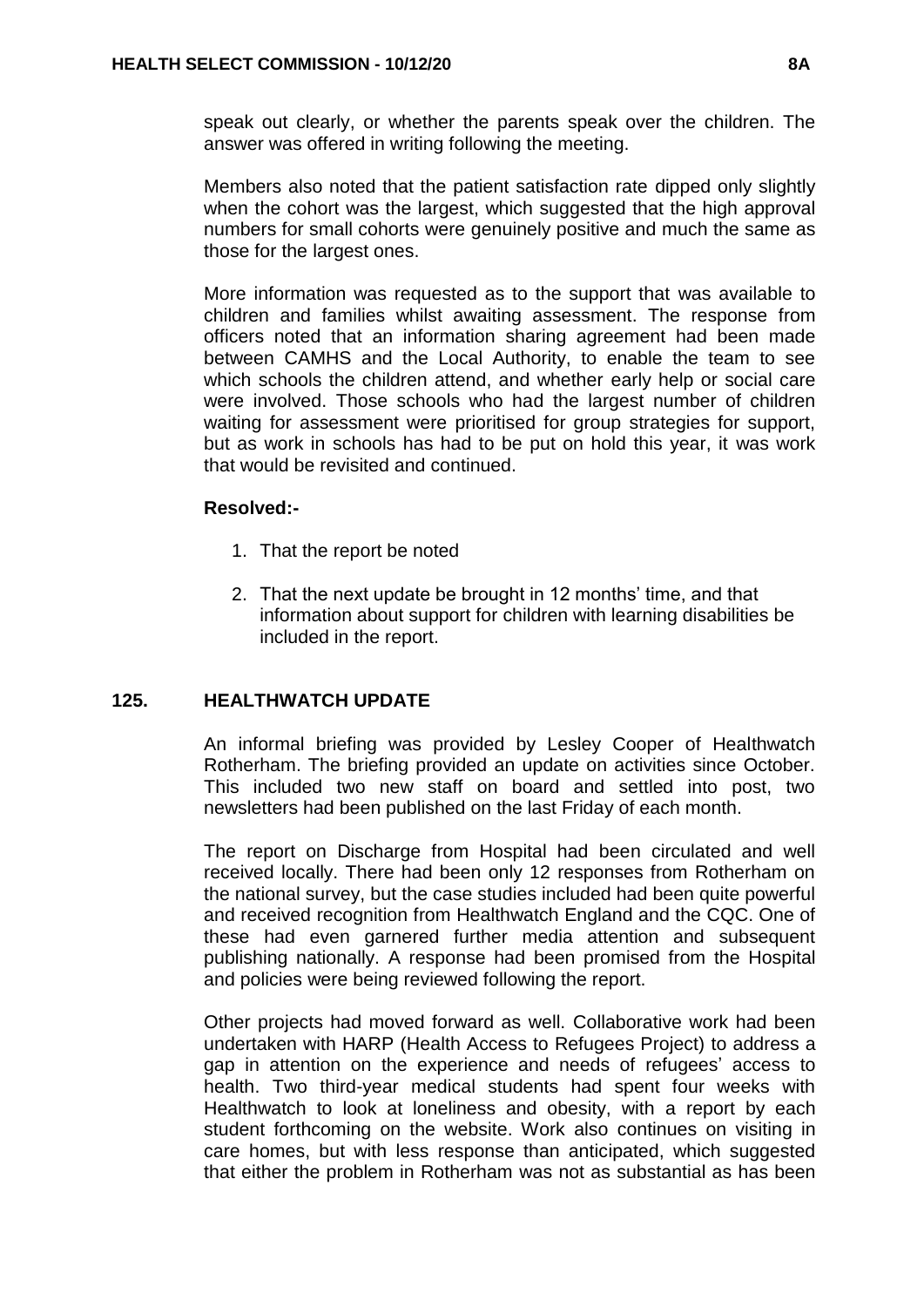speak out clearly, or whether the parents speak over the children. The answer was offered in writing following the meeting.

Members also noted that the patient satisfaction rate dipped only slightly when the cohort was the largest, which suggested that the high approval numbers for small cohorts were genuinely positive and much the same as those for the largest ones.

More information was requested as to the support that was available to children and families whilst awaiting assessment. The response from officers noted that an information sharing agreement had been made between CAMHS and the Local Authority, to enable the team to see which schools the children attend, and whether early help or social care were involved. Those schools who had the largest number of children waiting for assessment were prioritised for group strategies for support, but as work in schools has had to be put on hold this year, it was work that would be revisited and continued.

**Resolved:-**

1. That the report be noted
2. That the next update be brought in 12 months' time, and that information about support for children with learning disabilities be included in the report.

## 125. HEALTHWATCH UPDATE

An informal briefing was provided by Lesley Cooper of Healthwatch Rotherham. The briefing provided an update on activities since October. This included two new staff on board and settled into post, two newsletters had been published on the last Friday of each month.

The report on Discharge from Hospital had been circulated and well received locally. There had been only 12 responses from Rotherham on the national survey, but the case studies included had been quite powerful and received recognition from Healthwatch England and the CQC. One of these had even garnered further media attention and subsequent publishing nationally. A response had been promised from the Hospital and policies were being reviewed following the report.

Other projects had moved forward as well. Collaborative work had been undertaken with HARP (Health Access to Refugees Project) to address a gap in attention on the experience and needs of refugees' access to health. Two third-year medical students had spent four weeks with Healthwatch to look at loneliness and obesity, with a report by each student forthcoming on the website. Work also continues on visiting in care homes, but with less response than anticipated, which suggested that either the problem in Rotherham was not as substantial as has been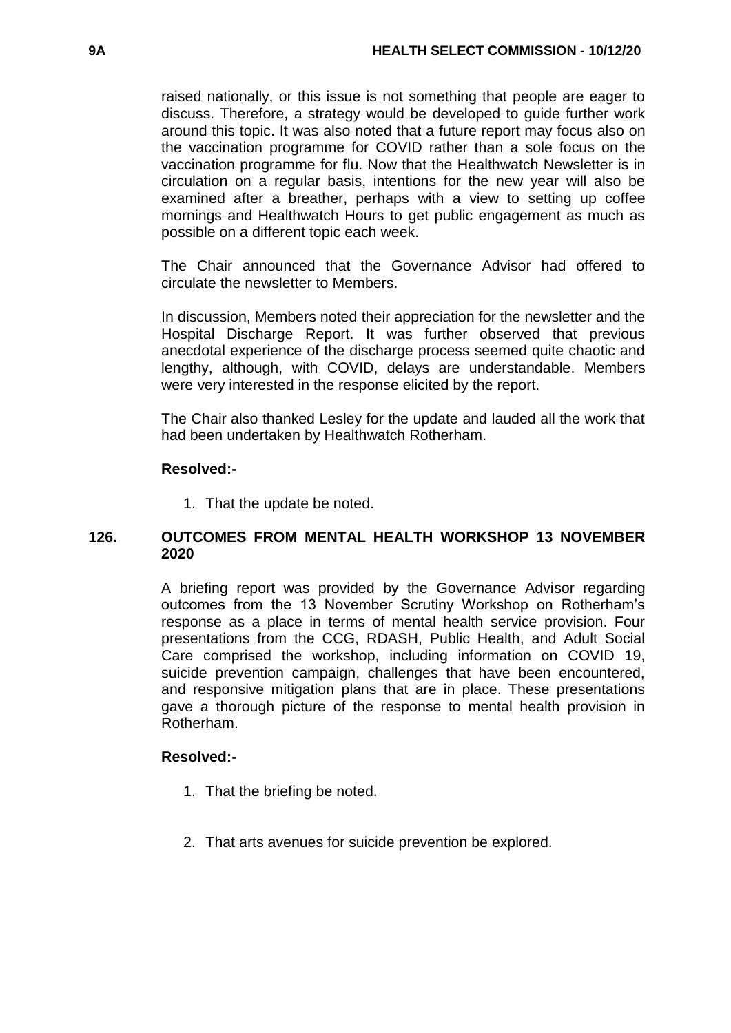raised nationally, or this issue is not something that people are eager to discuss. Therefore, a strategy would be developed to guide further work around this topic. It was also noted that a future report may focus also on the vaccination programme for COVID rather than a sole focus on the vaccination programme for flu. Now that the Healthwatch Newsletter is in circulation on a regular basis, intentions for the new year will also be examined after a breather, perhaps with a view to setting up coffee mornings and Healthwatch Hours to get public engagement as much as possible on a different topic each week.

The Chair announced that the Governance Advisor had offered to circulate the newsletter to Members.

In discussion, Members noted their appreciation for the newsletter and the Hospital Discharge Report. It was further observed that previous anecdotal experience of the discharge process seemed quite chaotic and lengthy, although, with COVID, delays are understandable. Members were very interested in the response elicited by the report.

The Chair also thanked Lesley for the update and lauded all the work that had been undertaken by Healthwatch Rotherham.

**Resolved:-**

1. That the update be noted.

## 126. OUTCOMES FROM MENTAL HEALTH WORKSHOP 13 NOVEMBER 2020

A briefing report was provided by the Governance Advisor regarding outcomes from the 13 November Scrutiny Workshop on Rotherham's response as a place in terms of mental health service provision. Four presentations from the CCG, RDASH, Public Health, and Adult Social Care comprised the workshop, including information on COVID 19, suicide prevention campaign, challenges that have been encountered, and responsive mitigation plans that are in place. These presentations gave a thorough picture of the response to mental health provision in Rotherham.

**Resolved:-**

1. That the briefing be noted.
2. That arts avenues for suicide prevention be explored.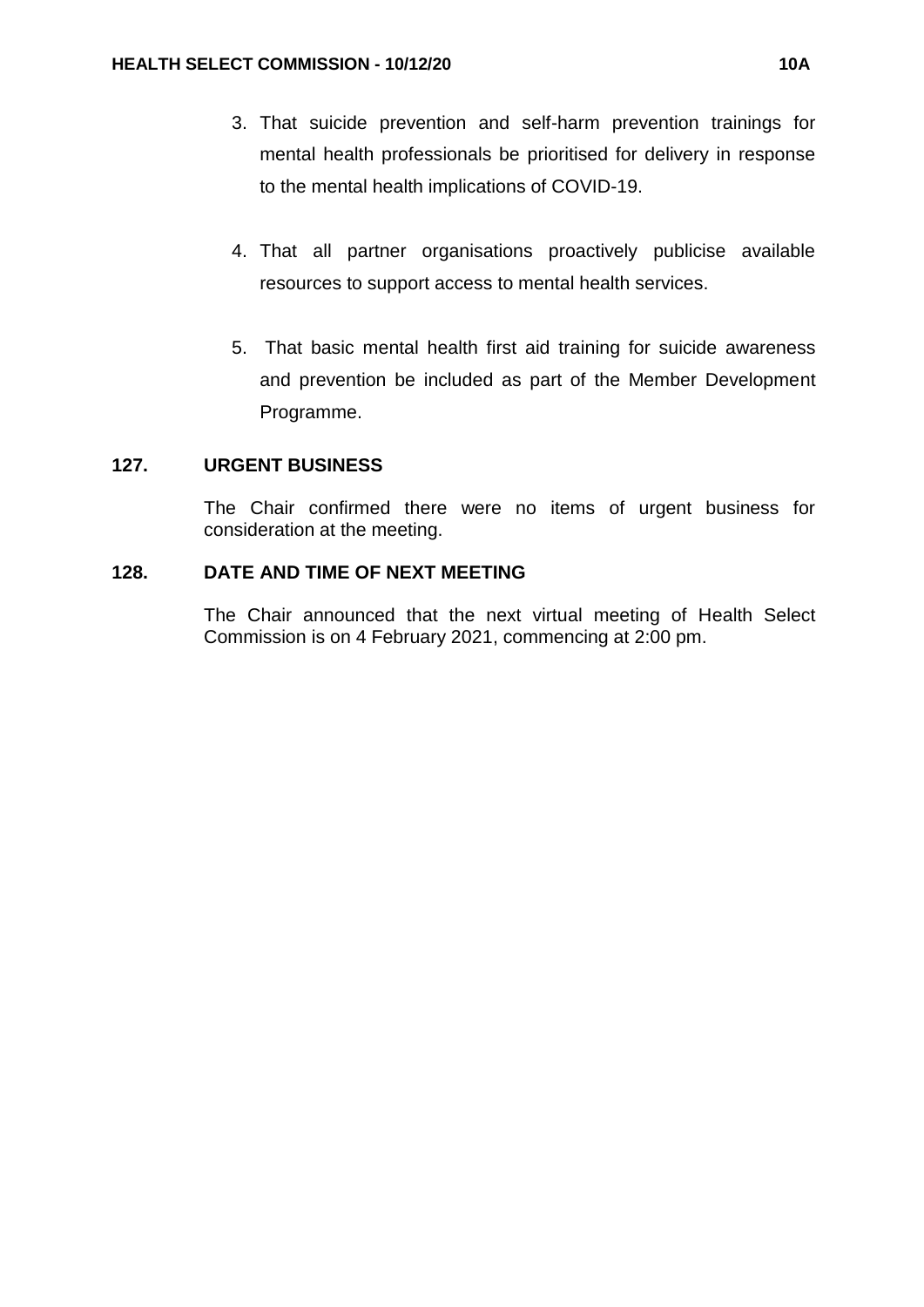3. That suicide prevention and self-harm prevention trainings for mental health professionals be prioritised for delivery in response to the mental health implications of COVID-19.

4. That all partner organisations proactively publicise available resources to support access to mental health services.

5. That basic mental health first aid training for suicide awareness and prevention be included as part of the Member Development Programme.

## 127. URGENT BUSINESS

The Chair confirmed there were no items of urgent business for consideration at the meeting.

## 128. DATE AND TIME OF NEXT MEETING

The Chair announced that the next virtual meeting of Health Select Commission is on 4 February 2021, commencing at 2:00 pm.